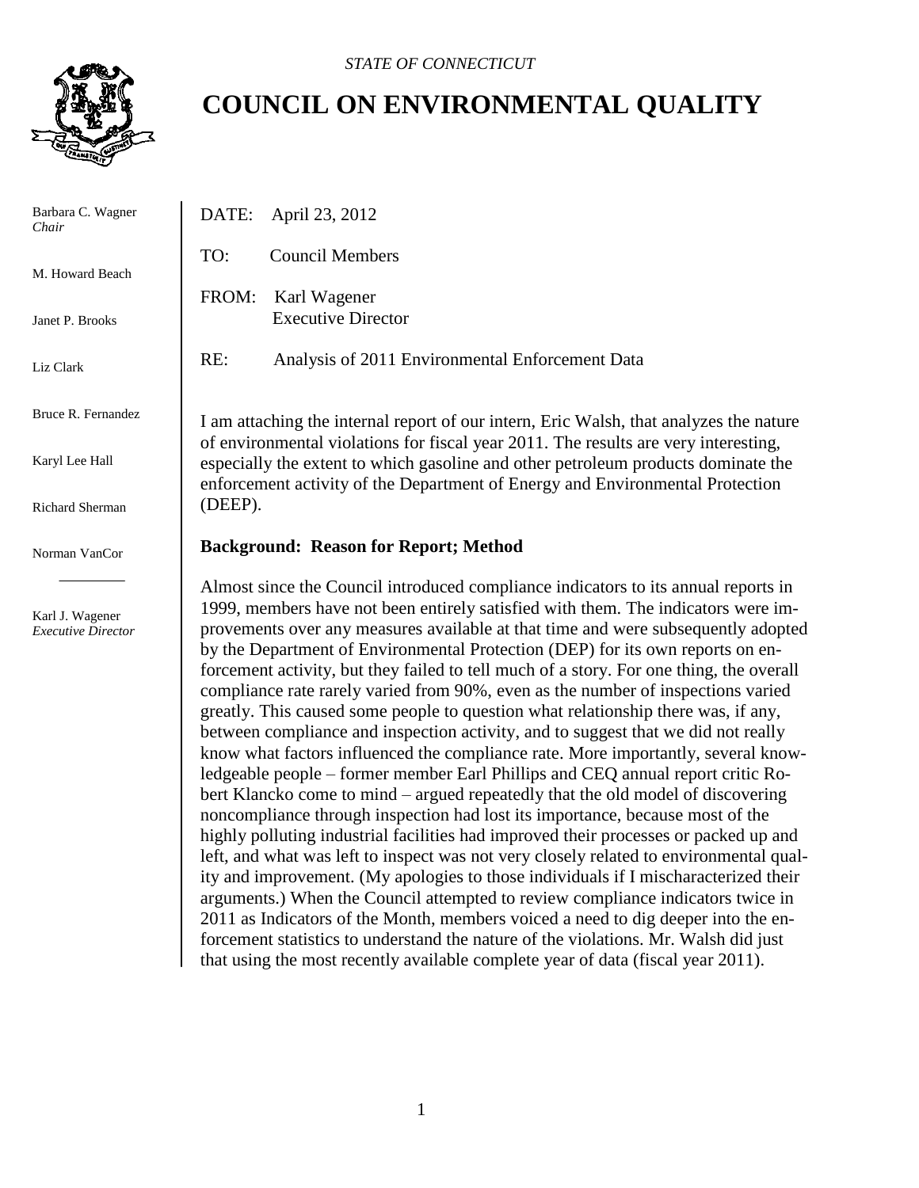*STATE OF CONNECTICUT*

# COUNCIL ON ENVIRONMENTAL QUALITY

Barbara C. Wagner
*Chair*

M. Howard Beach

Janet P. Brooks

Liz Clark

Bruce R. Fernandez

Karyl Lee Hall

Richard Sherman

Norman VanCor

Karl J. Wagener
*Executive Director*

DATE: April 23, 2012

TO: Council Members

FROM: Karl Wagener
Executive Director

RE: Analysis of 2011 Environmental Enforcement Data

I am attaching the internal report of our intern, Eric Walsh, that analyzes the nature of environmental violations for fiscal year 2011. The results are very interesting, especially the extent to which gasoline and other petroleum products dominate the enforcement activity of the Department of Energy and Environmental Protection (DEEP).

**Background: Reason for Report; Method**

Almost since the Council introduced compliance indicators to its annual reports in 1999, members have not been entirely satisfied with them. The indicators were improvements over any measures available at that time and were subsequently adopted by the Department of Environmental Protection (DEP) for its own reports on enforcement activity, but they failed to tell much of a story. For one thing, the overall compliance rate rarely varied from 90%, even as the number of inspections varied greatly. This caused some people to question what relationship there was, if any, between compliance and inspection activity, and to suggest that we did not really know what factors influenced the compliance rate. More importantly, several knowledgeable people – former member Earl Phillips and CEQ annual report critic Robert Klancko come to mind – argued repeatedly that the old model of discovering noncompliance through inspection had lost its importance, because most of the highly polluting industrial facilities had improved their processes or packed up and left, and what was left to inspect was not very closely related to environmental quality and improvement. (My apologies to those individuals if I mischaracterized their arguments.) When the Council attempted to review compliance indicators twice in 2011 as Indicators of the Month, members voiced a need to dig deeper into the enforcement statistics to understand the nature of the violations. Mr. Walsh did just that using the most recently available complete year of data (fiscal year 2011).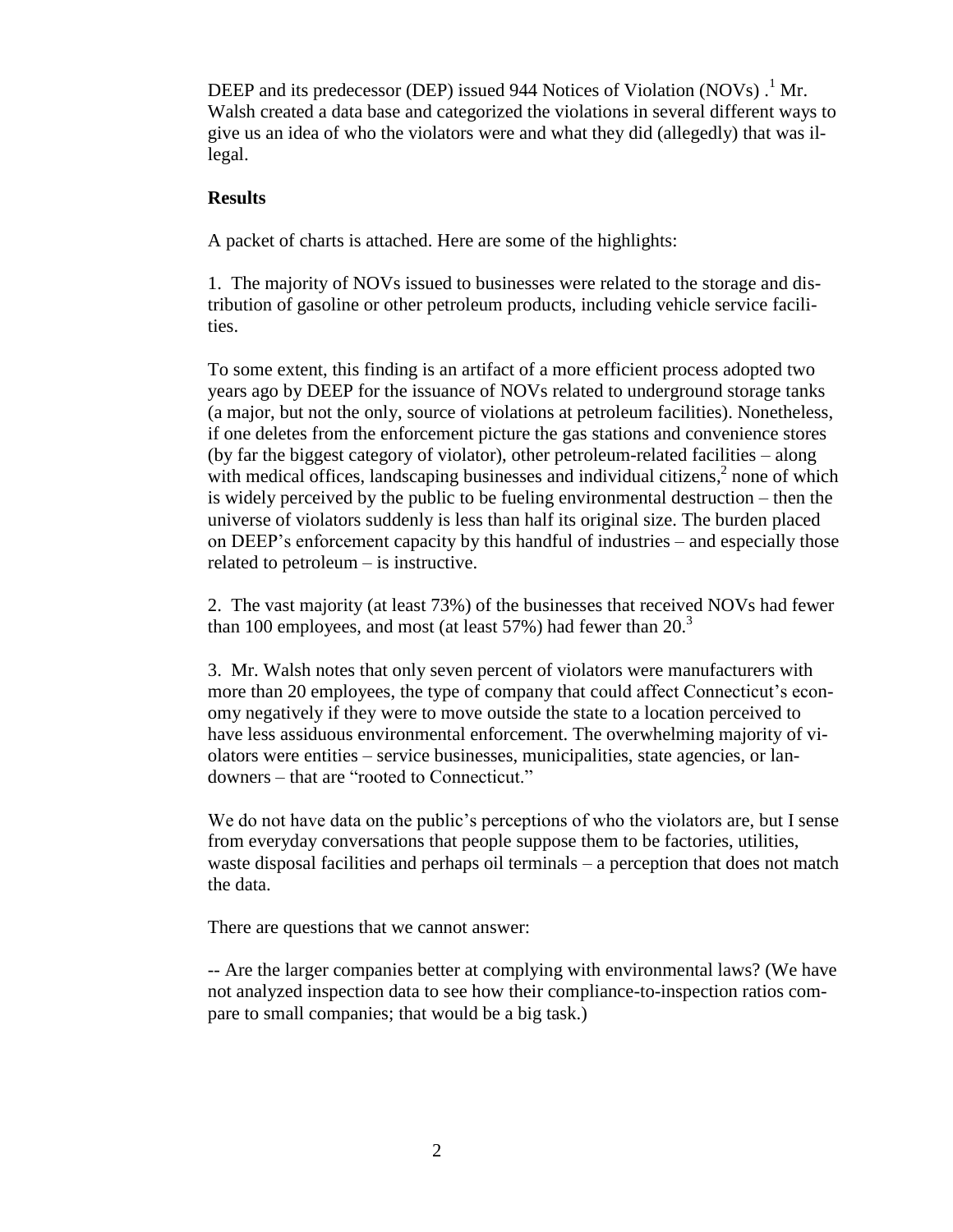DEEP and its predecessor (DEP) issued 944 Notices of Violation (NOVs) .[1] Mr. Walsh created a data base and categorized the violations in several different ways to give us an idea of who the violators were and what they did (allegedly) that was illegal.

**Results**

A packet of charts is attached. Here are some of the highlights:

1. The majority of NOVs issued to businesses were related to the storage and distribution of gasoline or other petroleum products, including vehicle service facilities.

To some extent, this finding is an artifact of a more efficient process adopted two years ago by DEEP for the issuance of NOVs related to underground storage tanks (a major, but not the only, source of violations at petroleum facilities). Nonetheless, if one deletes from the enforcement picture the gas stations and convenience stores (by far the biggest category of violator), other petroleum-related facilities – along with medical offices, landscaping businesses and individual citizens,[2] none of which is widely perceived by the public to be fueling environmental destruction – then the universe of violators suddenly is less than half its original size. The burden placed on DEEP's enforcement capacity by this handful of industries – and especially those related to petroleum – is instructive.

2. The vast majority (at least 73%) of the businesses that received NOVs had fewer than 100 employees, and most (at least 57%) had fewer than 20.[3]

3. Mr. Walsh notes that only seven percent of violators were manufacturers with more than 20 employees, the type of company that could affect Connecticut's economy negatively if they were to move outside the state to a location perceived to have less assiduous environmental enforcement. The overwhelming majority of violators were entities – service businesses, municipalities, state agencies, or landowners – that are "rooted to Connecticut."

We do not have data on the public's perceptions of who the violators are, but I sense from everyday conversations that people suppose them to be factories, utilities, waste disposal facilities and perhaps oil terminals – a perception that does not match the data.

There are questions that we cannot answer:

-- Are the larger companies better at complying with environmental laws? (We have not analyzed inspection data to see how their compliance-to-inspection ratios compare to small companies; that would be a big task.)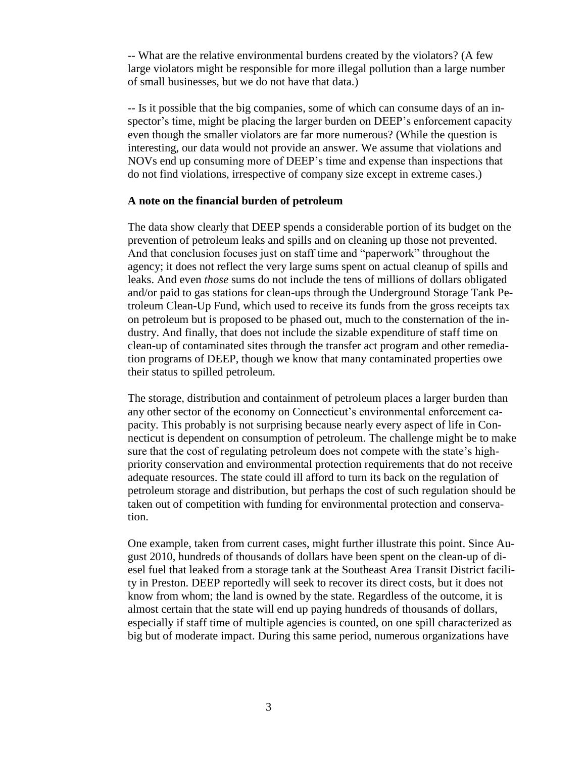-- What are the relative environmental burdens created by the violators? (A few large violators might be responsible for more illegal pollution than a large number of small businesses, but we do not have that data.)

-- Is it possible that the big companies, some of which can consume days of an inspector's time, might be placing the larger burden on DEEP's enforcement capacity even though the smaller violators are far more numerous? (While the question is interesting, our data would not provide an answer. We assume that violations and NOVs end up consuming more of DEEP's time and expense than inspections that do not find violations, irrespective of company size except in extreme cases.)

**A note on the financial burden of petroleum**

The data show clearly that DEEP spends a considerable portion of its budget on the prevention of petroleum leaks and spills and on cleaning up those not prevented. And that conclusion focuses just on staff time and "paperwork" throughout the agency; it does not reflect the very large sums spent on actual cleanup of spills and leaks. And even *those* sums do not include the tens of millions of dollars obligated and/or paid to gas stations for clean-ups through the Underground Storage Tank Petroleum Clean-Up Fund, which used to receive its funds from the gross receipts tax on petroleum but is proposed to be phased out, much to the consternation of the industry. And finally, that does not include the sizable expenditure of staff time on clean-up of contaminated sites through the transfer act program and other remediation programs of DEEP, though we know that many contaminated properties owe their status to spilled petroleum.

The storage, distribution and containment of petroleum places a larger burden than any other sector of the economy on Connecticut's environmental enforcement capacity. This probably is not surprising because nearly every aspect of life in Connecticut is dependent on consumption of petroleum. The challenge might be to make sure that the cost of regulating petroleum does not compete with the state's high-priority conservation and environmental protection requirements that do not receive adequate resources. The state could ill afford to turn its back on the regulation of petroleum storage and distribution, but perhaps the cost of such regulation should be taken out of competition with funding for environmental protection and conservation.

One example, taken from current cases, might further illustrate this point. Since August 2010, hundreds of thousands of dollars have been spent on the clean-up of diesel fuel that leaked from a storage tank at the Southeast Area Transit District facility in Preston. DEEP reportedly will seek to recover its direct costs, but it does not know from whom; the land is owned by the state. Regardless of the outcome, it is almost certain that the state will end up paying hundreds of thousands of dollars, especially if staff time of multiple agencies is counted, on one spill characterized as big but of moderate impact. During this same period, numerous organizations have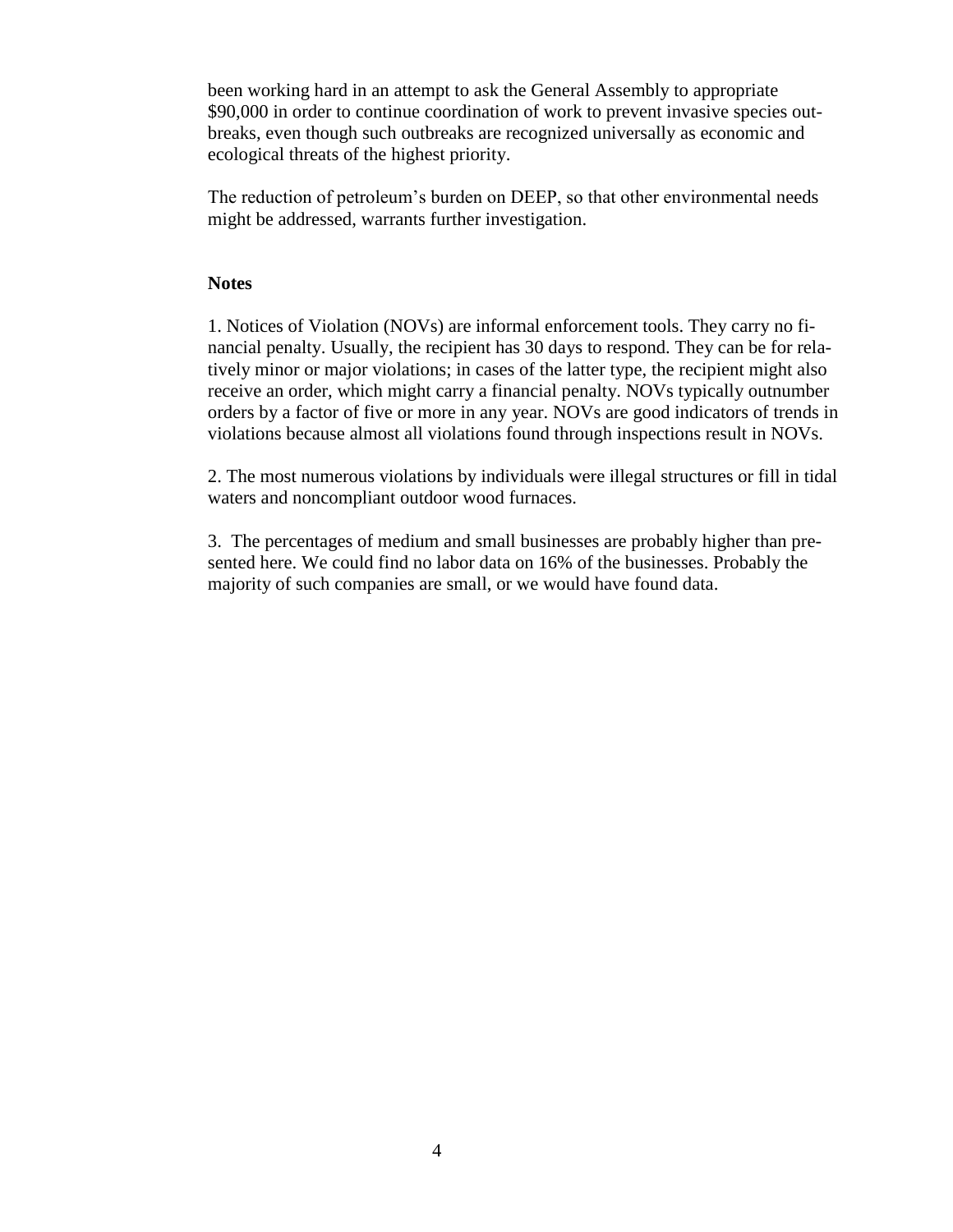been working hard in an attempt to ask the General Assembly to appropriate $90,000 in order to continue coordination of work to prevent invasive species outbreaks, even though such outbreaks are recognized universally as economic and ecological threats of the highest priority.

The reduction of petroleum's burden on DEEP, so that other environmental needs might be addressed, warrants further investigation.

**Notes**

1. Notices of Violation (NOVs) are informal enforcement tools. They carry no financial penalty. Usually, the recipient has 30 days to respond. They can be for relatively minor or major violations; in cases of the latter type, the recipient might also receive an order, which might carry a financial penalty. NOVs typically outnumber orders by a factor of five or more in any year. NOVs are good indicators of trends in violations because almost all violations found through inspections result in NOVs.

2. The most numerous violations by individuals were illegal structures or fill in tidal waters and noncompliant outdoor wood furnaces.

3. The percentages of medium and small businesses are probably higher than presented here. We could find no labor data on 16% of the businesses. Probably the majority of such companies are small, or we would have found data.